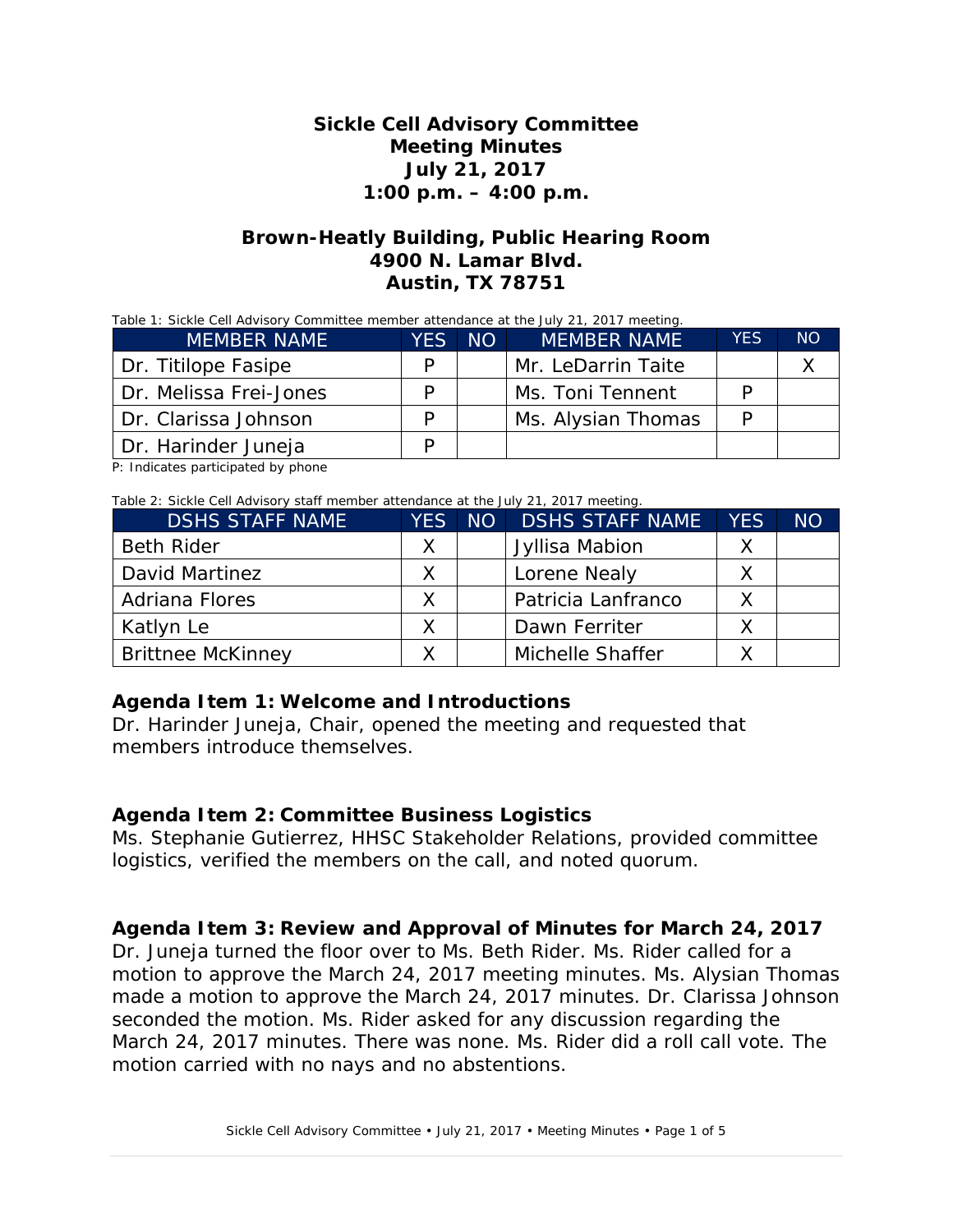# Sickle Cell Advisory Committee
# Meeting Minutes
# July 21, 2017
# 1:00 p.m. – 4:00 p.m.

## Brown-Heatly Building, Public Hearing Room
## 4900 N. Lamar Blvd.
## Austin, TX 78751

Table 1: Sickle Cell Advisory Committee member attendance at the July 21, 2017 meeting.

| MEMBER NAME | YES | NO | MEMBER NAME | YES | NO |
|---|---|---|---|---|---|
| Dr. Titilope Fasipe | P | | Mr. LeDarrin Taite | | X |
| Dr. Melissa Frei-Jones | P | | Ms. Toni Tennent | P | |
| Dr. Clarissa Johnson | P | | Ms. Alysian Thomas | P | |
| Dr. Harinder Juneja | P | | | | |

P: Indicates participated by phone

Table 2: Sickle Cell Advisory staff member attendance at the July 21, 2017 meeting.

| DSHS STAFF NAME | YES | NO | DSHS STAFF NAME | YES | NO |
|---|---|---|---|---|---|
| Beth Rider | X | | Jyllisa Mabion | X | |
| David Martinez | X | | Lorene Nealy | X | |
| Adriana Flores | X | | Patricia Lanfranco | X | |
| Katlyn Le | X | | Dawn Ferriter | X | |
| Brittnee McKinney | X | | Michelle Shaffer | X | |

### Agenda Item 1: Welcome and Introductions

Dr. Harinder Juneja, Chair, opened the meeting and requested that members introduce themselves.

### Agenda Item 2: Committee Business Logistics

Ms. Stephanie Gutierrez, HHSC Stakeholder Relations, provided committee logistics, verified the members on the call, and noted quorum.

### Agenda Item 3: Review and Approval of Minutes for March 24, 2017

Dr. Juneja turned the floor over to Ms. Beth Rider. Ms. Rider called for a motion to approve the March 24, 2017 meeting minutes. Ms. Alysian Thomas made a motion to approve the March 24, 2017 minutes. Dr. Clarissa Johnson seconded the motion. Ms. Rider asked for any discussion regarding the March 24, 2017 minutes. There was none. Ms. Rider did a roll call vote. The motion carried with no nays and no abstentions.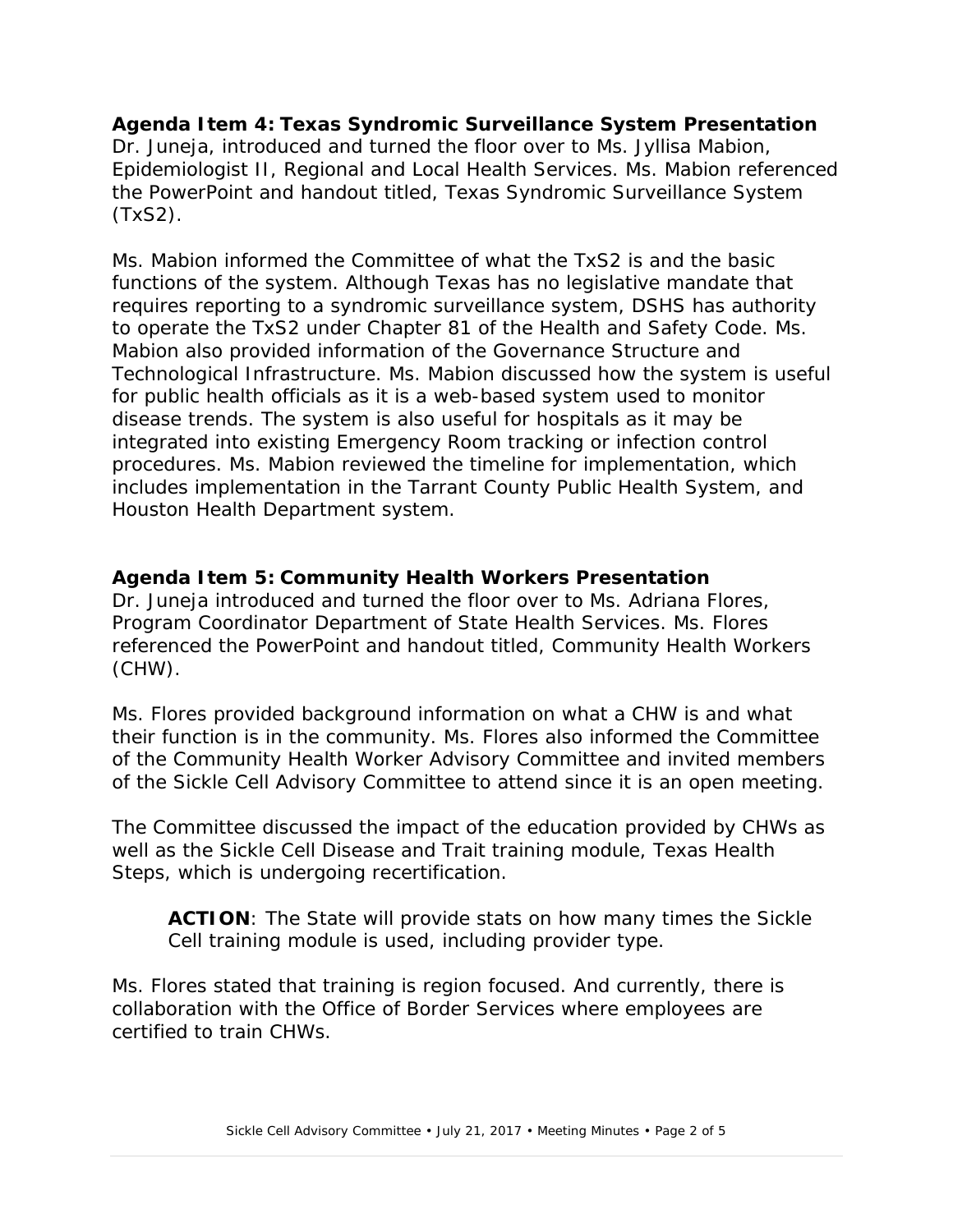**Agenda Item 4: Texas Syndromic Surveillance System Presentation**
Dr. Juneja, introduced and turned the floor over to Ms. Jyllisa Mabion, Epidemiologist II, Regional and Local Health Services. Ms. Mabion referenced the PowerPoint and handout titled, Texas Syndromic Surveillance System (TxS2).

Ms. Mabion informed the Committee of what the TxS2 is and the basic functions of the system. Although Texas has no legislative mandate that requires reporting to a syndromic surveillance system, DSHS has authority to operate the TxS2 under Chapter 81 of the Health and Safety Code. Ms. Mabion also provided information of the Governance Structure and Technological Infrastructure. Ms. Mabion discussed how the system is useful for public health officials as it is a web-based system used to monitor disease trends. The system is also useful for hospitals as it may be integrated into existing Emergency Room tracking or infection control procedures. Ms. Mabion reviewed the timeline for implementation, which includes implementation in the Tarrant County Public Health System, and Houston Health Department system.

**Agenda Item 5: Community Health Workers Presentation**
Dr. Juneja introduced and turned the floor over to Ms. Adriana Flores, Program Coordinator Department of State Health Services. Ms. Flores referenced the PowerPoint and handout titled, Community Health Workers (CHW).

Ms. Flores provided background information on what a CHW is and what their function is in the community. Ms. Flores also informed the Committee of the Community Health Worker Advisory Committee and invited members of the Sickle Cell Advisory Committee to attend since it is an open meeting.

The Committee discussed the impact of the education provided by CHWs as well as the Sickle Cell Disease and Trait training module, Texas Health Steps, which is undergoing recertification.

> **ACTION**: The State will provide stats on how many times the Sickle Cell training module is used, including provider type.

Ms. Flores stated that training is region focused. And currently, there is collaboration with the Office of Border Services where employees are certified to train CHWs.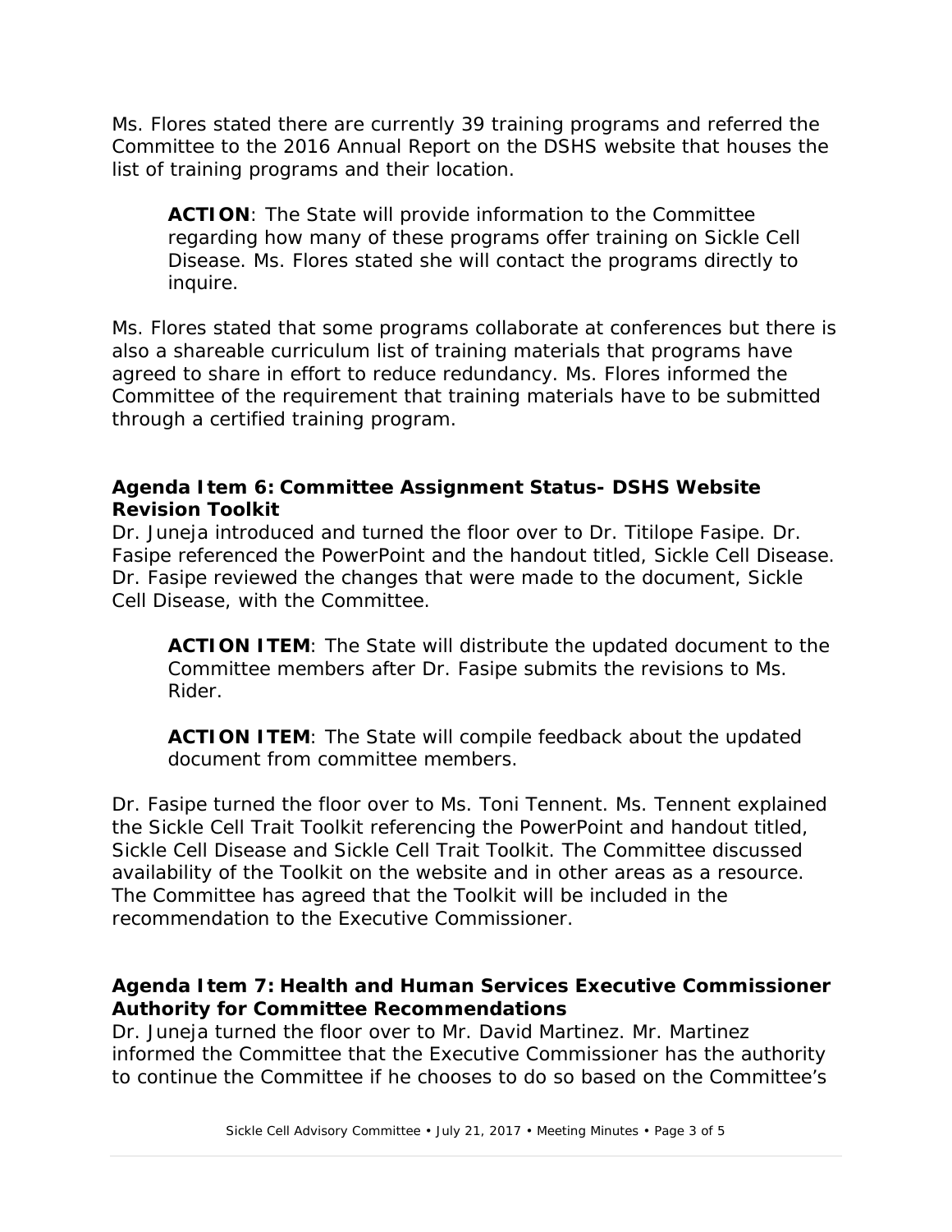Ms. Flores stated there are currently 39 training programs and referred the Committee to the 2016 Annual Report on the DSHS website that houses the list of training programs and their location.

> **ACTION**: The State will provide information to the Committee regarding how many of these programs offer training on Sickle Cell Disease. Ms. Flores stated she will contact the programs directly to inquire.

Ms. Flores stated that some programs collaborate at conferences but there is also a shareable curriculum list of training materials that programs have agreed to share in effort to reduce redundancy. Ms. Flores informed the Committee of the requirement that training materials have to be submitted through a certified training program.

### Agenda Item 6: Committee Assignment Status- DSHS Website Revision Toolkit

Dr. Juneja introduced and turned the floor over to Dr. Titilope Fasipe. Dr. Fasipe referenced the PowerPoint and the handout titled, Sickle Cell Disease. Dr. Fasipe reviewed the changes that were made to the document, Sickle Cell Disease, with the Committee.

> **ACTION ITEM**: The State will distribute the updated document to the Committee members after Dr. Fasipe submits the revisions to Ms. Rider.

> **ACTION ITEM**: The State will compile feedback about the updated document from committee members.

Dr. Fasipe turned the floor over to Ms. Toni Tennent. Ms. Tennent explained the Sickle Cell Trait Toolkit referencing the PowerPoint and handout titled, Sickle Cell Disease and Sickle Cell Trait Toolkit. The Committee discussed availability of the Toolkit on the website and in other areas as a resource. The Committee has agreed that the Toolkit will be included in the recommendation to the Executive Commissioner.

### Agenda Item 7: Health and Human Services Executive Commissioner Authority for Committee Recommendations

Dr. Juneja turned the floor over to Mr. David Martinez. Mr. Martinez informed the Committee that the Executive Commissioner has the authority to continue the Committee if he chooses to do so based on the Committee's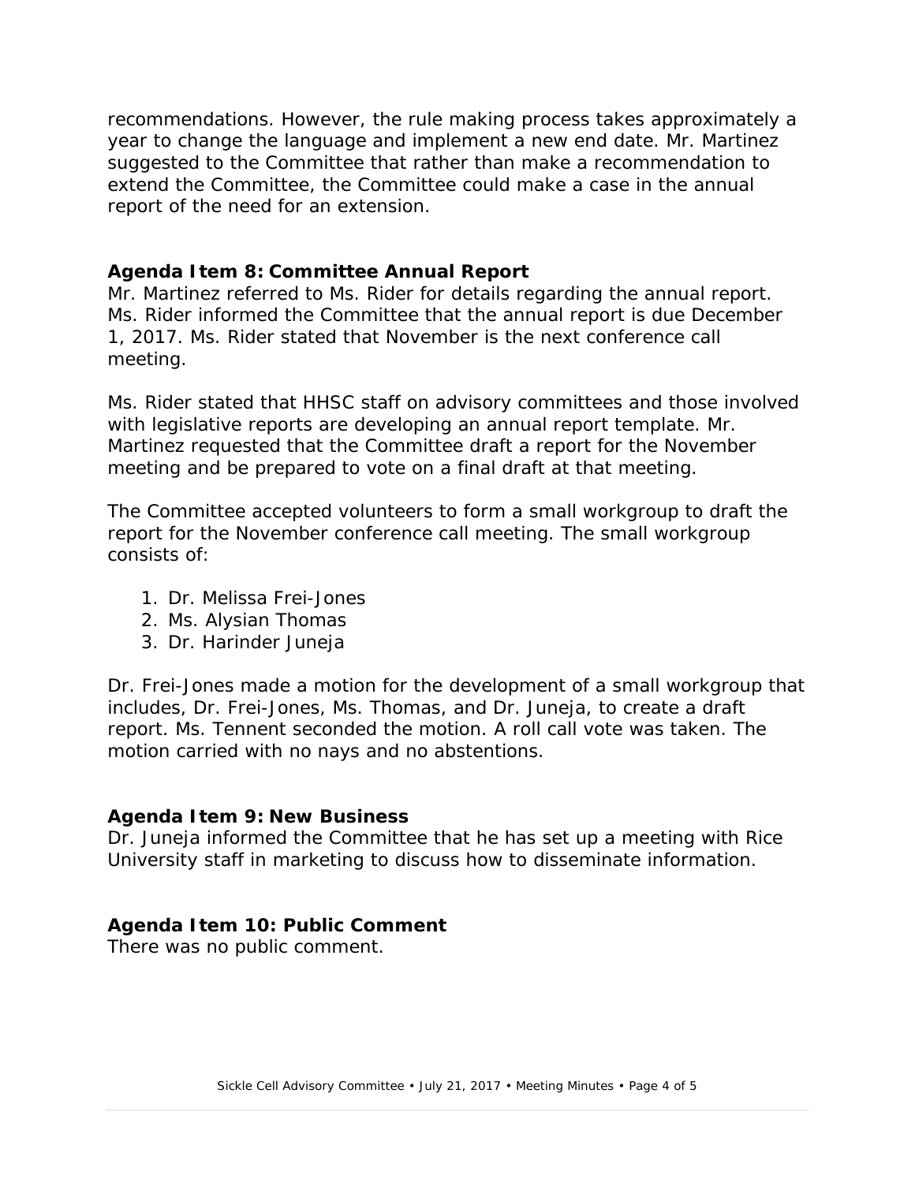recommendations. However, the rule making process takes approximately a year to change the language and implement a new end date. Mr. Martinez suggested to the Committee that rather than make a recommendation to extend the Committee, the Committee could make a case in the annual report of the need for an extension.

### Agenda Item 8: Committee Annual Report

Mr. Martinez referred to Ms. Rider for details regarding the annual report. Ms. Rider informed the Committee that the annual report is due December 1, 2017. Ms. Rider stated that November is the next conference call meeting.

Ms. Rider stated that HHSC staff on advisory committees and those involved with legislative reports are developing an annual report template. Mr. Martinez requested that the Committee draft a report for the November meeting and be prepared to vote on a final draft at that meeting.

The Committee accepted volunteers to form a small workgroup to draft the report for the November conference call meeting. The small workgroup consists of:

1. Dr. Melissa Frei-Jones
2. Ms. Alysian Thomas
3. Dr. Harinder Juneja

Dr. Frei-Jones made a motion for the development of a small workgroup that includes, Dr. Frei-Jones, Ms. Thomas, and Dr. Juneja, to create a draft report. Ms. Tennent seconded the motion. A roll call vote was taken. The motion carried with no nays and no abstentions.

### Agenda Item 9: New Business

Dr. Juneja informed the Committee that he has set up a meeting with Rice University staff in marketing to discuss how to disseminate information.

### Agenda Item 10: Public Comment

There was no public comment.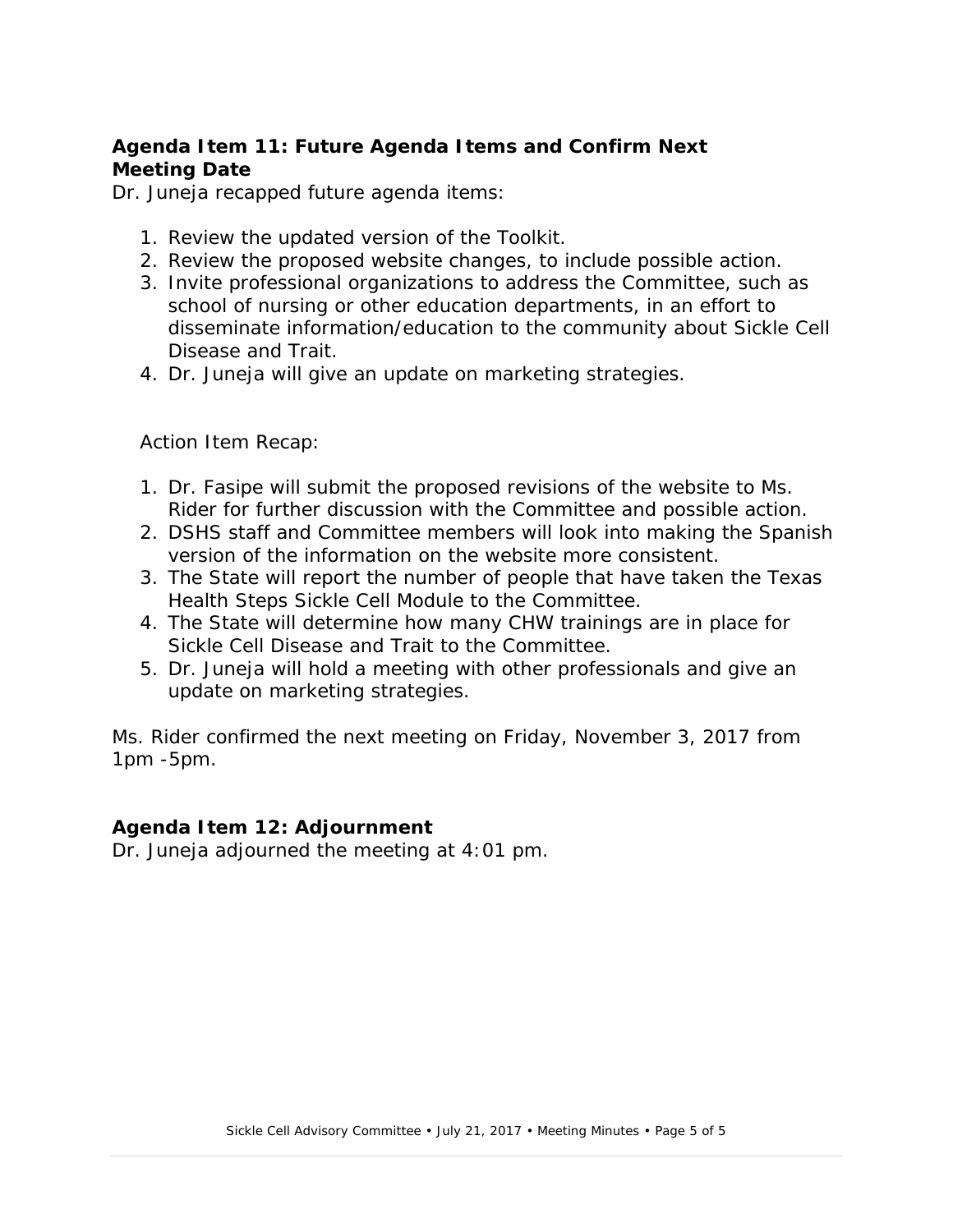## Agenda Item 11: Future Agenda Items and Confirm Next Meeting Date

Dr. Juneja recapped future agenda items:

1. Review the updated version of the Toolkit.
2. Review the proposed website changes, to include possible action.
3. Invite professional organizations to address the Committee, such as school of nursing or other education departments, in an effort to disseminate information/education to the community about Sickle Cell Disease and Trait.
4. Dr. Juneja will give an update on marketing strategies.

Action Item Recap:

1. Dr. Fasipe will submit the proposed revisions of the website to Ms. Rider for further discussion with the Committee and possible action.
2. DSHS staff and Committee members will look into making the Spanish version of the information on the website more consistent.
3. The State will report the number of people that have taken the Texas Health Steps Sickle Cell Module to the Committee.
4. The State will determine how many CHW trainings are in place for Sickle Cell Disease and Trait to the Committee.
5. Dr. Juneja will hold a meeting with other professionals and give an update on marketing strategies.

Ms. Rider confirmed the next meeting on Friday, November 3, 2017 from 1pm -5pm.

## Agenda Item 12: Adjournment

Dr. Juneja adjourned the meeting at 4:01 pm.